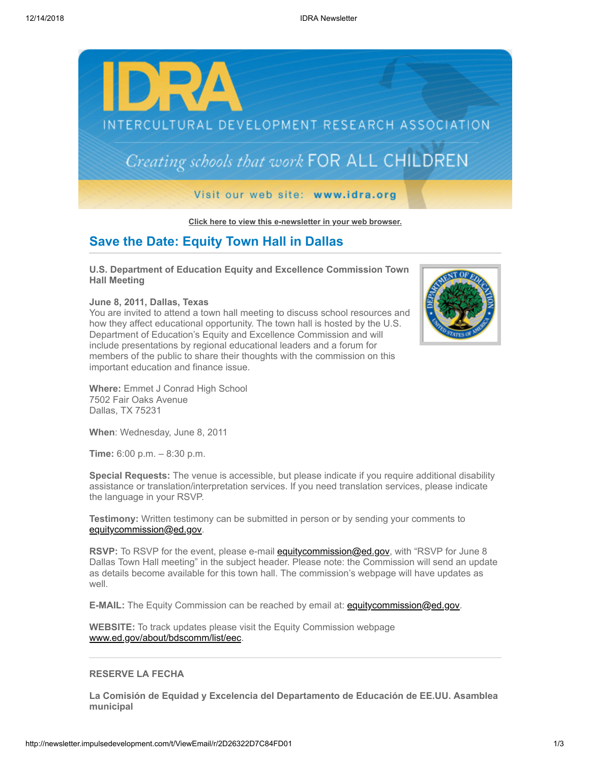# IDRA

INTERCULTURAL DEVELOPMENT RESEARCH ASSOCIATION

*Creating schools that work* FOR ALL CHILDREN

Visit our web site: **www.idra.org**

**Click here to view this e-newsletter in your web browser.**

## Save the Date: Equity Town Hall in Dallas

**U.S. Department of Education Equity and Excellence Commission Town Hall Meeting**

**June 8, 2011, Dallas, Texas**
You are invited to attend a town hall meeting to discuss school resources and how they affect educational opportunity. The town hall is hosted by the U.S. Department of Education's Equity and Excellence Commission and will include presentations by regional educational leaders and a forum for members of the public to share their thoughts with the commission on this important education and finance issue.

**Where:** Emmet J Conrad High School
7502 Fair Oaks Avenue
Dallas, TX 75231

**When**: Wednesday, June 8, 2011

**Time:** 6:00 p.m. – 8:30 p.m.

**Special Requests:** The venue is accessible, but please indicate if you require additional disability assistance or translation/interpretation services. If you need translation services, please indicate the language in your RSVP.

**Testimony:** Written testimony can be submitted in person or by sending your comments to equitycommission@ed.gov.

**RSVP:** To RSVP for the event, please e-mail equitycommission@ed.gov, with "RSVP for June 8 Dallas Town Hall meeting" in the subject header. Please note: the Commission will send an update as details become available for this town hall. The commission's webpage will have updates as well.

**E-MAIL:** The Equity Commission can be reached by email at: equitycommission@ed.gov.

**WEBSITE:** To track updates please visit the Equity Commission webpage www.ed.gov/about/bdscomm/list/eec.

---

**RESERVE LA FECHA**

**La Comisión de Equidad y Excelencia del Departamento de Educación de EE.UU. Asamblea municipal**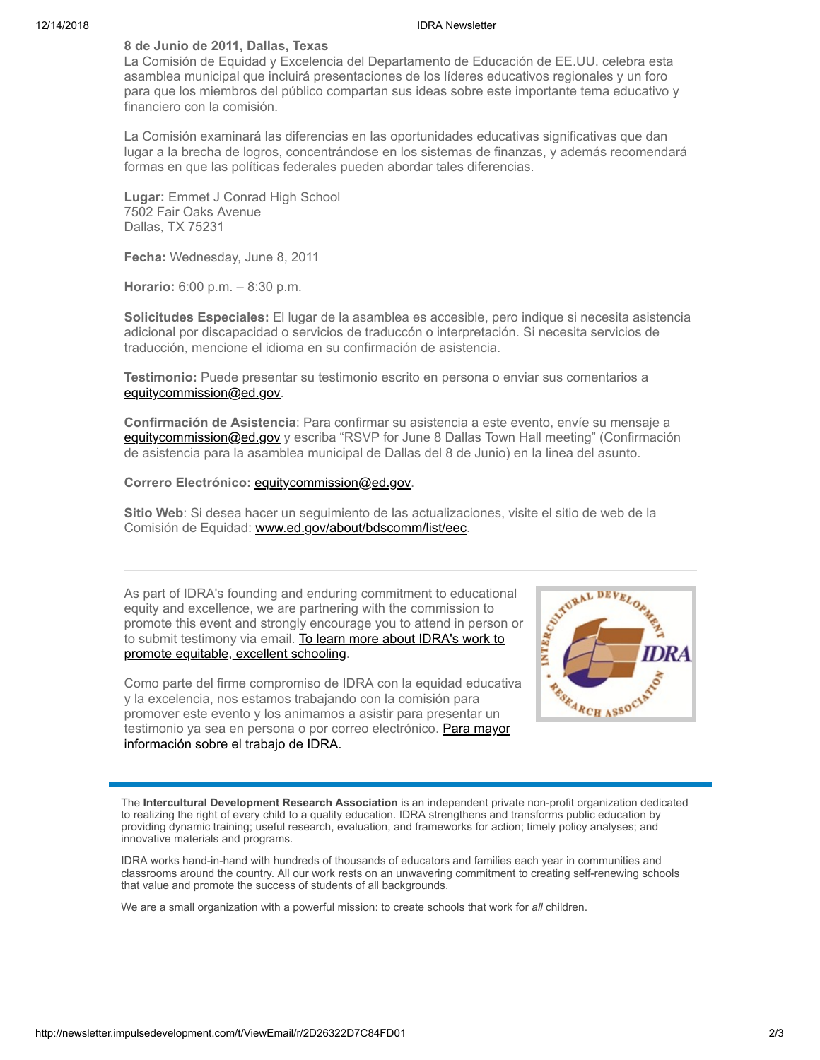**8 de Junio de 2011, Dallas, Texas**

La Comisión de Equidad y Excelencia del Departamento de Educación de EE.UU. celebra esta asamblea municipal que incluirá presentaciones de los líderes educativos regionales y un foro para que los miembros del público compartan sus ideas sobre este importante tema educativo y financiero con la comisión.

La Comisión examinará las diferencias en las oportunidades educativas significativas que dan lugar a la brecha de logros, concentrándose en los sistemas de finanzas, y además recomendará formas en que las políticas federales pueden abordar tales diferencias.

**Lugar:** Emmet J Conrad High School
7502 Fair Oaks Avenue
Dallas, TX 75231

**Fecha:** Wednesday, June 8, 2011

**Horario:** 6:00 p.m. – 8:30 p.m.

**Solicitudes Especiales:** El lugar de la asamblea es accesible, pero indique si necesita asistencia adicional por discapacidad o servicios de traducćon o interpretación. Si necesita servicios de traducción, mencione el idioma en su confirmación de asistencia.

**Testimonio:** Puede presentar su testimonio escrito en persona o enviar sus comentarios a equitycommission@ed.gov.

**Confirmación de Asistencia**: Para confirmar su asistencia a este evento, envíe su mensaje a equitycommission@ed.gov y escriba "RSVP for June 8 Dallas Town Hall meeting" (Confirmación de asistencia para la asamblea municipal de Dallas del 8 de Junio) en la linea del asunto.

**Correro Electrónico:** equitycommission@ed.gov.

**Sitio Web**: Si desea hacer un seguimiento de las actualizaciones, visite el sitio de web de la Comisión de Equidad: www.ed.gov/about/bdscomm/list/eec.

---

As part of IDRA's founding and enduring commitment to educational equity and excellence, we are partnering with the commission to promote this event and strongly encourage you to attend in person or to submit testimony via email. To learn more about IDRA's work to promote equitable, excellent schooling.

Como parte del firme compromiso de IDRA con la equidad educativa y la excelencia, nos estamos trabajando con la comisión para promover este evento y los animamos a asistir para presentar un testimonio ya sea en persona o por correo electrónico. Para mayor información sobre el trabajo de IDRA.

---

The **Intercultural Development Research Association** is an independent private non-profit organization dedicated to realizing the right of every child to a quality education. IDRA strengthens and transforms public education by providing dynamic training; useful research, evaluation, and frameworks for action; timely policy analyses; and innovative materials and programs.

IDRA works hand-in-hand with hundreds of thousands of educators and families each year in communities and classrooms around the country. All our work rests on an unwavering commitment to creating self-renewing schools that value and promote the success of students of all backgrounds.

We are a small organization with a powerful mission: to create schools that work for *all* children.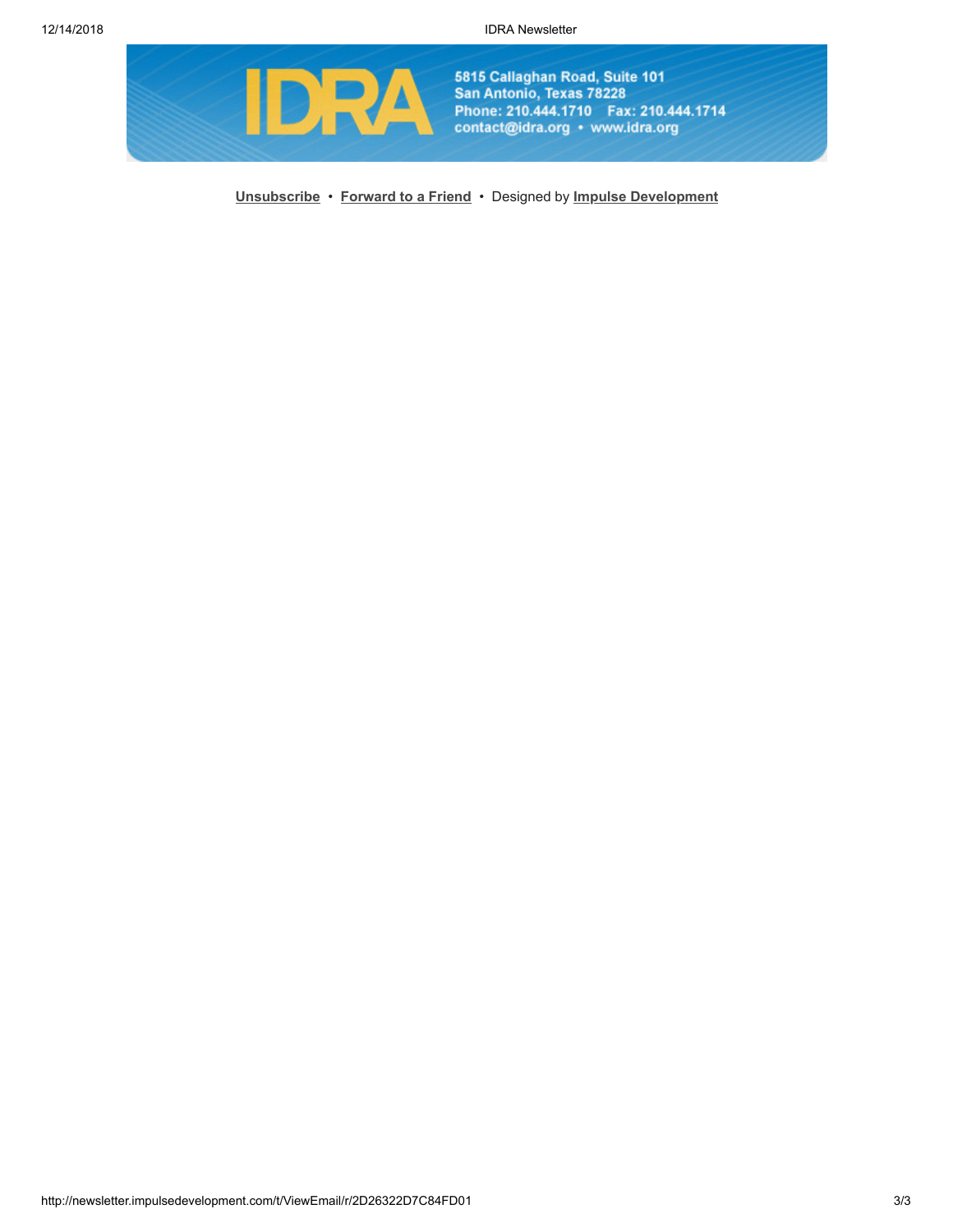IDRA

5815 Callaghan Road, Suite 101
San Antonio, Texas 78228
Phone: 210.444.1710 Fax: 210.444.1714
contact@idra.org • www.idra.org

**Unsubscribe** • **Forward to a Friend** • Designed by **Impulse Development**